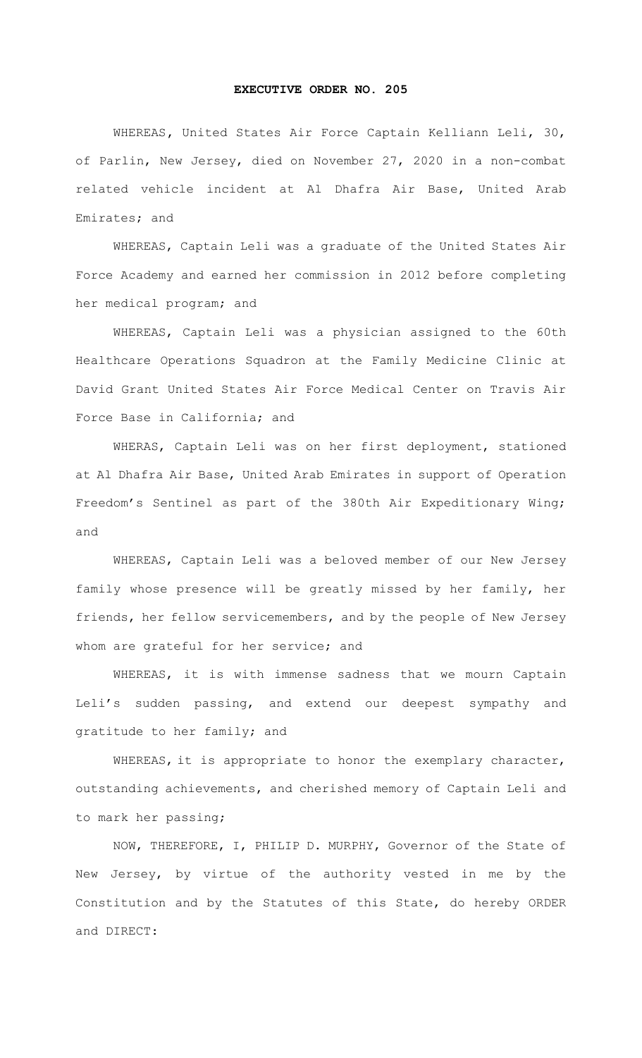# EXECUTIVE ORDER NO. 205

WHEREAS, United States Air Force Captain Kelliann Leli, 30, of Parlin, New Jersey, died on November 27, 2020 in a non-combat related vehicle incident at Al Dhafra Air Base, United Arab Emirates; and

WHEREAS, Captain Leli was a graduate of the United States Air Force Academy and earned her commission in 2012 before completing her medical program; and

WHEREAS, Captain Leli was a physician assigned to the 60th Healthcare Operations Squadron at the Family Medicine Clinic at David Grant United States Air Force Medical Center on Travis Air Force Base in California; and

WHERAS, Captain Leli was on her first deployment, stationed at Al Dhafra Air Base, United Arab Emirates in support of Operation Freedom's Sentinel as part of the 380th Air Expeditionary Wing; and

WHEREAS, Captain Leli was a beloved member of our New Jersey family whose presence will be greatly missed by her family, her friends, her fellow servicemembers, and by the people of New Jersey whom are grateful for her service; and

WHEREAS, it is with immense sadness that we mourn Captain Leli's sudden passing, and extend our deepest sympathy and gratitude to her family; and

WHEREAS, it is appropriate to honor the exemplary character, outstanding achievements, and cherished memory of Captain Leli and to mark her passing;

NOW, THEREFORE, I, PHILIP D. MURPHY, Governor of the State of New Jersey, by virtue of the authority vested in me by the Constitution and by the Statutes of this State, do hereby ORDER and DIRECT: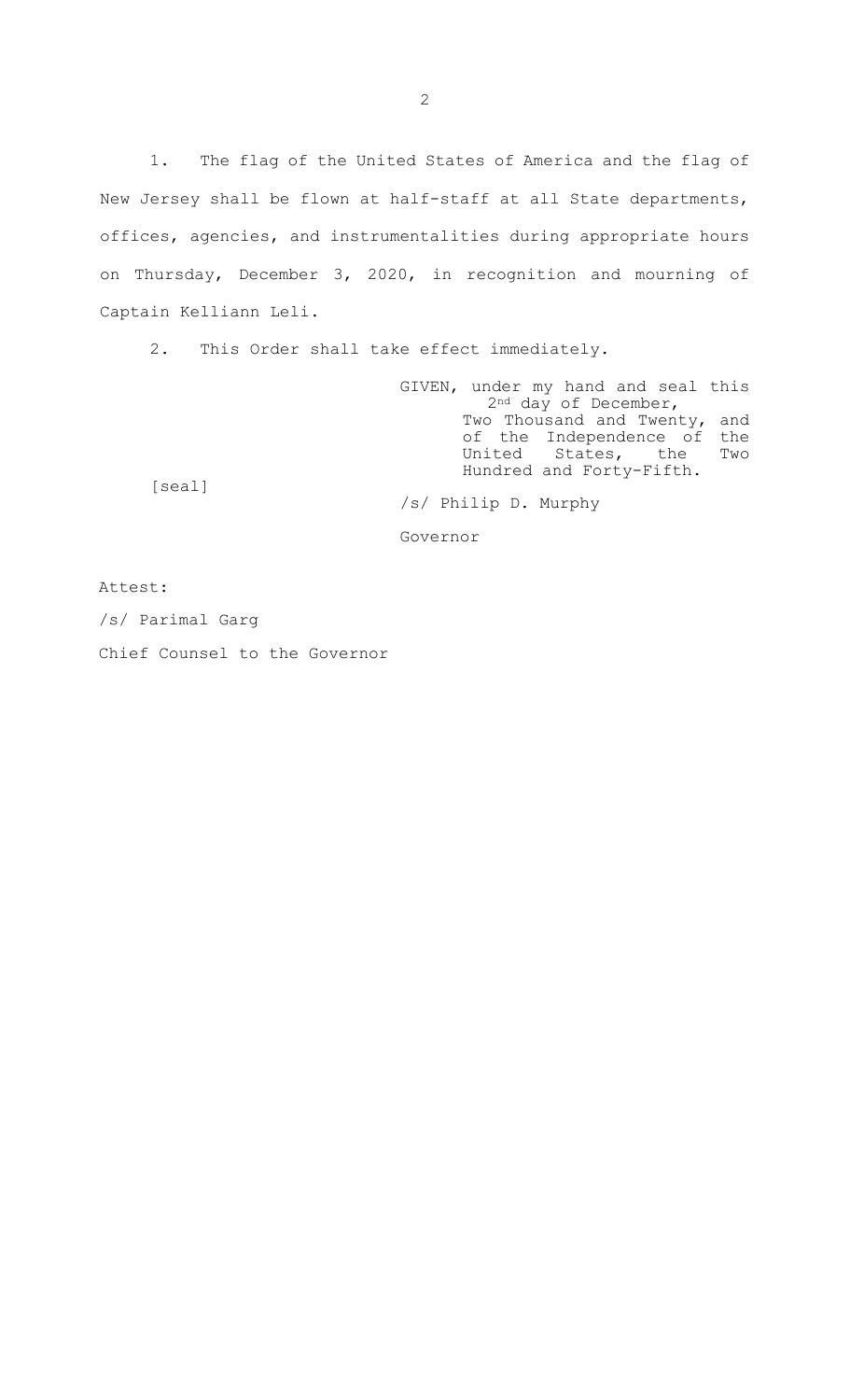1. The flag of the United States of America and the flag of New Jersey shall be flown at half-staff at all State departments, offices, agencies, and instrumentalities during appropriate hours on Thursday, December 3, 2020, in recognition and mourning of Captain Kelliann Leli.

2. This Order shall take effect immediately.

GIVEN, under my hand and seal this 2nd day of December, Two Thousand and Twenty, and of the Independence of the United States, the Two Hundred and Forty-Fifth.

[seal]

/s/ Philip D. Murphy

Governor

Attest:

/s/ Parimal Garg

Chief Counsel to the Governor